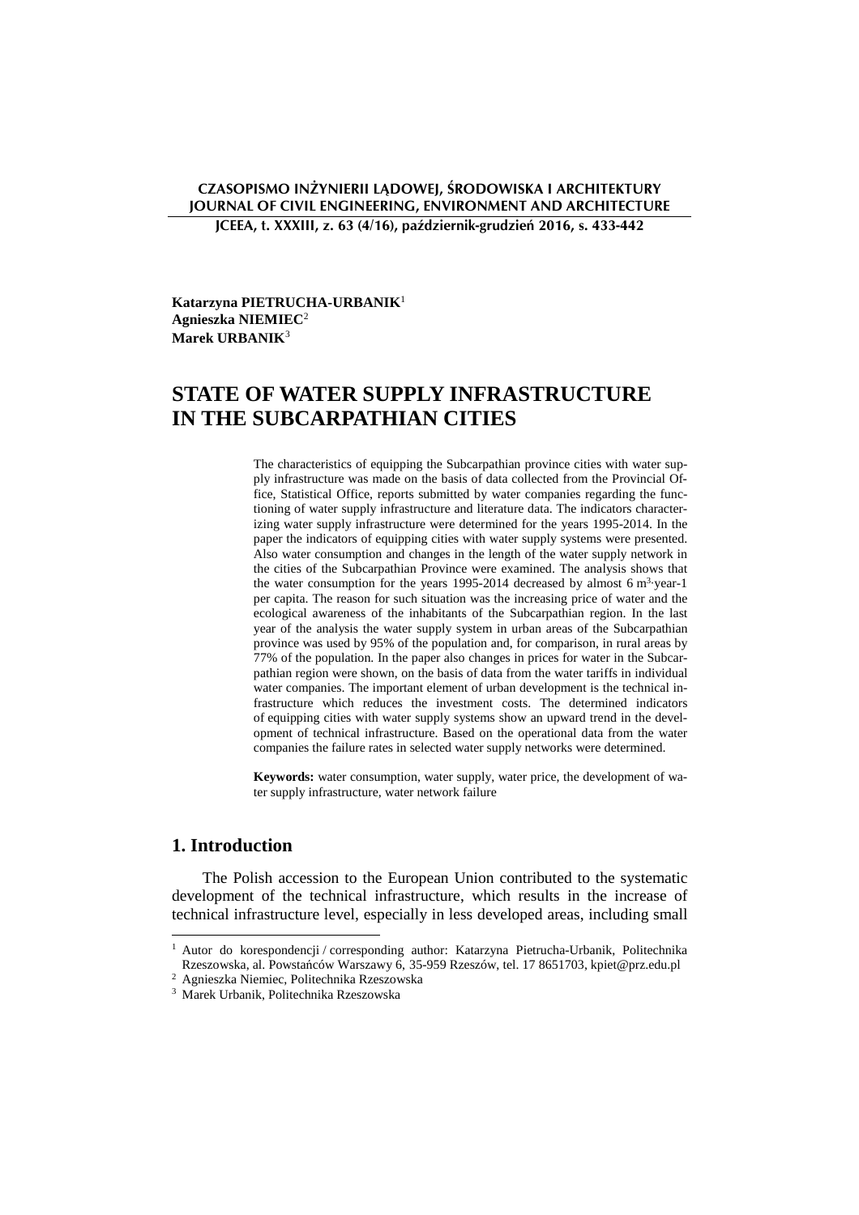Katarzyna PIETRUCHA-URBANIK[1]
Agnieszka NIEMIEC[2]
Marek URBANIK[3]

# STATE OF WATER SUPPLY INFRASTRUCTURE IN THE SUBCARPATHIAN CITIES

The characteristics of equipping the Subcarpathian province cities with water supply infrastructure was made on the basis of data collected from the Provincial Office, Statistical Office, reports submitted by water companies regarding the functioning of water supply infrastructure and literature data. The indicators characterizing water supply infrastructure were determined for the years 1995-2014. In the paper the indicators of equipping cities with water supply systems were presented. Also water consumption and changes in the length of the water supply network in the cities of the Subcarpathian Province were examined. The analysis shows that the water consumption for the years 1995-2014 decreased by almost 6 $m^3 \cdot year^{-1}$ per capita. The reason for such situation was the increasing price of water and the ecological awareness of the inhabitants of the Subcarpathian region. In the last year of the analysis the water supply system in urban areas of the Subcarpathian province was used by 95% of the population and, for comparison, in rural areas by 77% of the population. In the paper also changes in prices for water in the Subcarpathian region were shown, on the basis of data from the water tariffs in individual water companies. The important element of urban development is the technical infrastructure which reduces the investment costs. The determined indicators of equipping cities with water supply systems show an upward trend in the development of technical infrastructure. Based on the operational data from the water companies the failure rates in selected water supply networks were determined.

**Keywords:** water consumption, water supply, water price, the development of water supply infrastructure, water network failure

## 1. Introduction

The Polish accession to the European Union contributed to the systematic development of the technical infrastructure, which results in the increase of technical infrastructure level, especially in less developed areas, including small

---

[1] Autor do korespondencji / corresponding author: Katarzyna Pietrucha-Urbanik, Politechnika Rzeszowska, al. Powstańców Warszawy 6, 35-959 Rzeszów, tel. 17 8651703, kpiet@prz.edu.pl

[2] Agnieszka Niemiec, Politechnika Rzeszowska

[3] Marek Urbanik, Politechnika Rzeszowska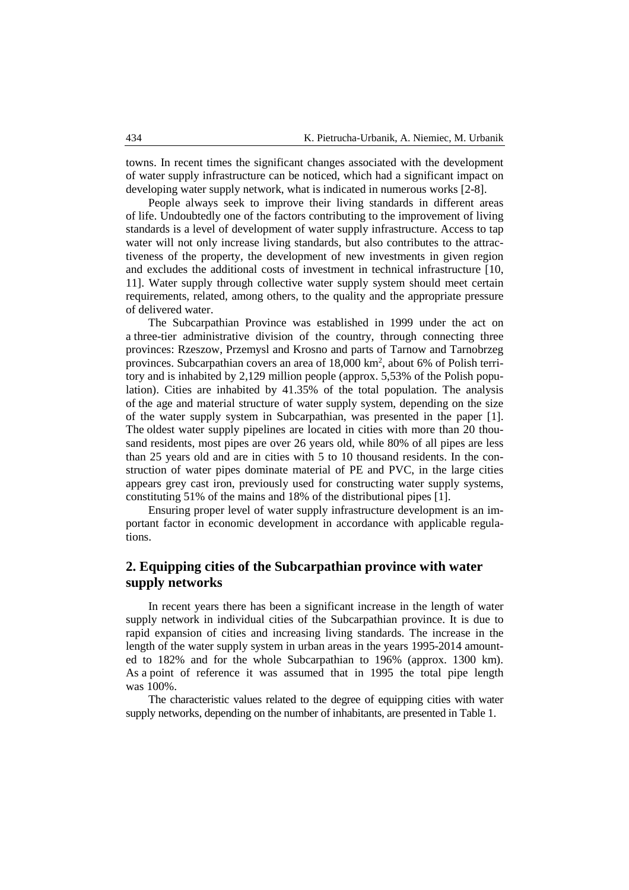towns. In recent times the significant changes associated with the development of water supply infrastructure can be noticed, which had a significant impact on developing water supply network, what is indicated in numerous works [2-8].

People always seek to improve their living standards in different areas of life. Undoubtedly one of the factors contributing to the improvement of living standards is a level of development of water supply infrastructure. Access to tap water will not only increase living standards, but also contributes to the attractiveness of the property, the development of new investments in given region and excludes the additional costs of investment in technical infrastructure [10, 11]. Water supply through collective water supply system should meet certain requirements, related, among others, to the quality and the appropriate pressure of delivered water.

The Subcarpathian Province was established in 1999 under the act on a three-tier administrative division of the country, through connecting three provinces: Rzeszow, Przemysl and Krosno and parts of Tarnow and Tarnobrzeg provinces. Subcarpathian covers an area of 18,000 km$^2$, about 6% of Polish territory and is inhabited by 2,129 million people (approx. 5,53% of the Polish population). Cities are inhabited by 41.35% of the total population. The analysis of the age and material structure of water supply system, depending on the size of the water supply system in Subcarpathian, was presented in the paper [1]. The oldest water supply pipelines are located in cities with more than 20 thousand residents, most pipes are over 26 years old, while 80% of all pipes are less than 25 years old and are in cities with 5 to 10 thousand residents. In the construction of water pipes dominate material of PE and PVC, in the large cities appears grey cast iron, previously used for constructing water supply systems, constituting 51% of the mains and 18% of the distributional pipes [1].

Ensuring proper level of water supply infrastructure development is an important factor in economic development in accordance with applicable regulations.

## 2. Equipping cities of the Subcarpathian province with water supply networks

In recent years there has been a significant increase in the length of water supply network in individual cities of the Subcarpathian province. It is due to rapid expansion of cities and increasing living standards. The increase in the length of the water supply system in urban areas in the years 1995-2014 amounted to 182% and for the whole Subcarpathian to 196% (approx. 1300 km). As a point of reference it was assumed that in 1995 the total pipe length was 100%.

The characteristic values related to the degree of equipping cities with water supply networks, depending on the number of inhabitants, are presented in Table 1.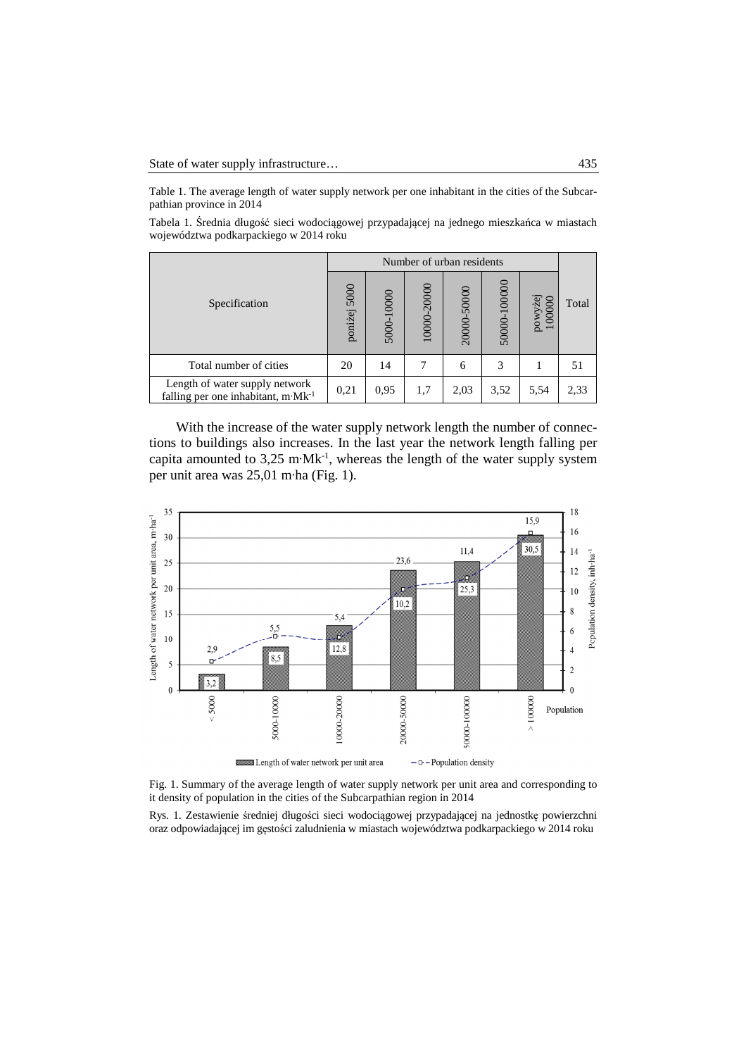Table 1. The average length of water supply network per one inhabitant in the cities of the Subcarpathian province in 2014

Tabela 1. Średnia długość sieci wodociągowej przypadającej na jednego mieszkańca w miastach województwa podkarpackiego w 2014 roku

| Specification | Number of urban residents | | | | | | Total |
|---|---|---|---|---|---|---|---|
| | poniżej 5000 | 5000-10000 | 10000-20000 | 20000-50000 | 50000-100000 | powyżej 100000 | |
| Total number of cities | 20 | 14 | 7 | 6 | 3 | 1 | 51 |
| Length of water supply network falling per one inhabitant, $m \cdot Mk^{-1}$ | 0,21 | 0,95 | 1,7 | 2,03 | 3,52 | 5,54 | 2,33 |

With the increase of the water supply network length the number of connections to buildings also increases. In the last year the network length falling per capita amounted to 3,25 $m \cdot Mk^{-1}$, whereas the length of the water supply system per unit area was 25,01 m·ha (Fig. 1).

Fig. 1. Summary of the average length of water supply network per unit area and corresponding to it density of population in the cities of the Subcarpathian region in 2014

Rys. 1. Zestawienie średniej długości sieci wodociągowej przypadającej na jednostkę powierzchni oraz odpowiadającej im gęstości zaludnienia w miastach województwa podkarpackiego w 2014 roku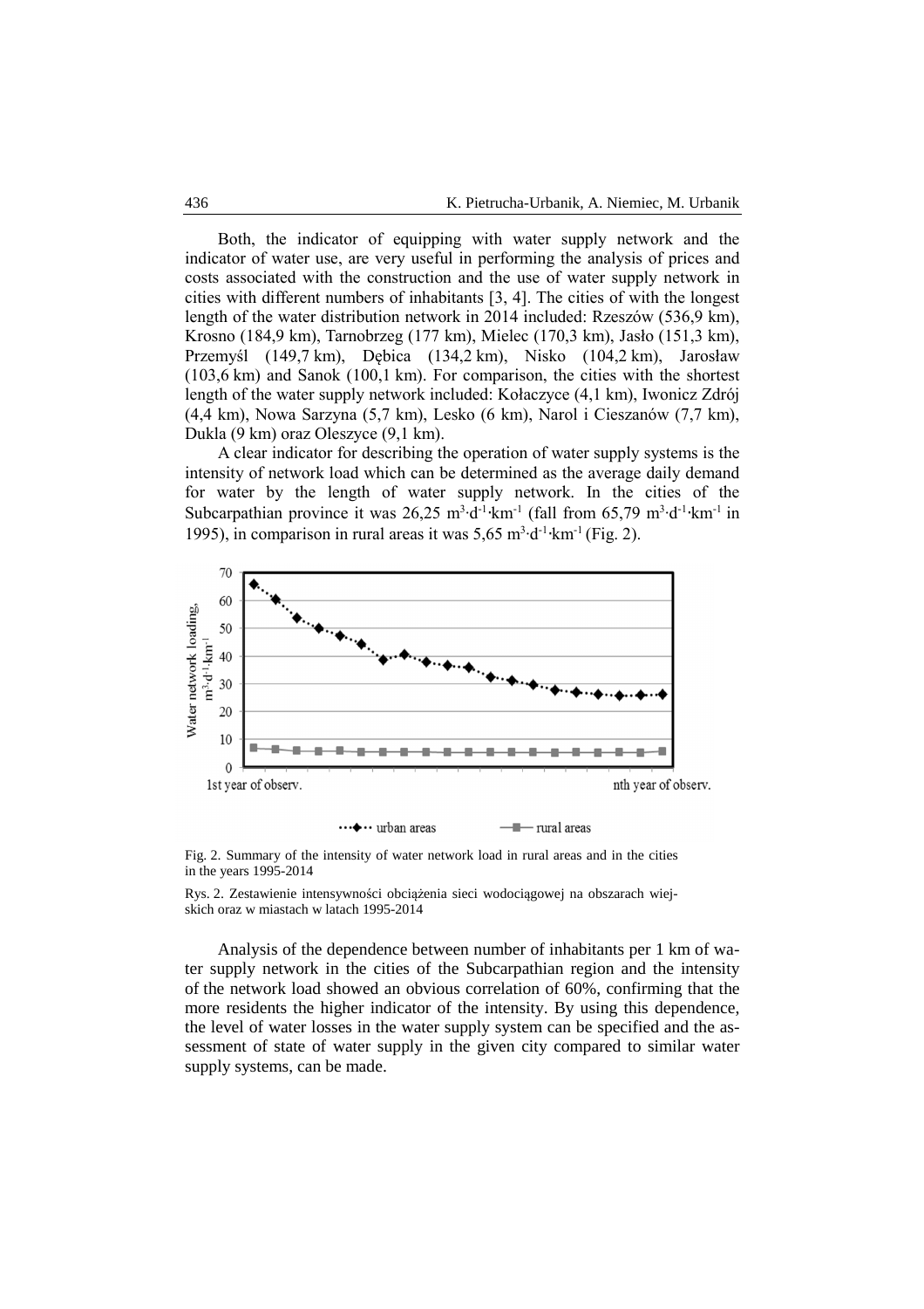Both, the indicator of equipping with water supply network and the indicator of water use, are very useful in performing the analysis of prices and costs associated with the construction and the use of water supply network in cities with different numbers of inhabitants [3, 4]. The cities of with the longest length of the water distribution network in 2014 included: Rzeszów (536,9 km), Krosno (184,9 km), Tarnobrzeg (177 km), Mielec (170,3 km), Jasło (151,3 km), Przemyśl (149,7 km), Dębica (134,2 km), Nisko (104,2 km), Jarosław (103,6 km) and Sanok (100,1 km). For comparison, the cities with the shortest length of the water supply network included: Kołaczyce (4,1 km), Iwonicz Zdrój (4,4 km), Nowa Sarzyna (5,7 km), Lesko (6 km), Narol i Cieszanów (7,7 km), Dukla (9 km) oraz Oleszyce (9,1 km).

A clear indicator for describing the operation of water supply systems is the intensity of network load which can be determined as the average daily demand for water by the length of water supply network. In the cities of the Subcarpathian province it was 26,25 $m^3 \cdot d^{-1} \cdot km^{-1}$ (fall from 65,79 $m^3 \cdot d^{-1} \cdot km^{-1}$ in 1995), in comparison in rural areas it was 5,65 $m^3 \cdot d^{-1} \cdot km^{-1}$ (Fig. 2).

Fig. 2. Summary of the intensity of water network load in rural areas and in the cities in the years 1995-2014

Rys. 2. Zestawienie intensywności obciążenia sieci wodociągowej na obszarach wiejskich oraz w miastach w latach 1995-2014

Analysis of the dependence between number of inhabitants per 1 km of water supply network in the cities of the Subcarpathian region and the intensity of the network load showed an obvious correlation of 60%, confirming that the more residents the higher indicator of the intensity. By using this dependence, the level of water losses in the water supply system can be specified and the assessment of state of water supply in the given city compared to similar water supply systems, can be made.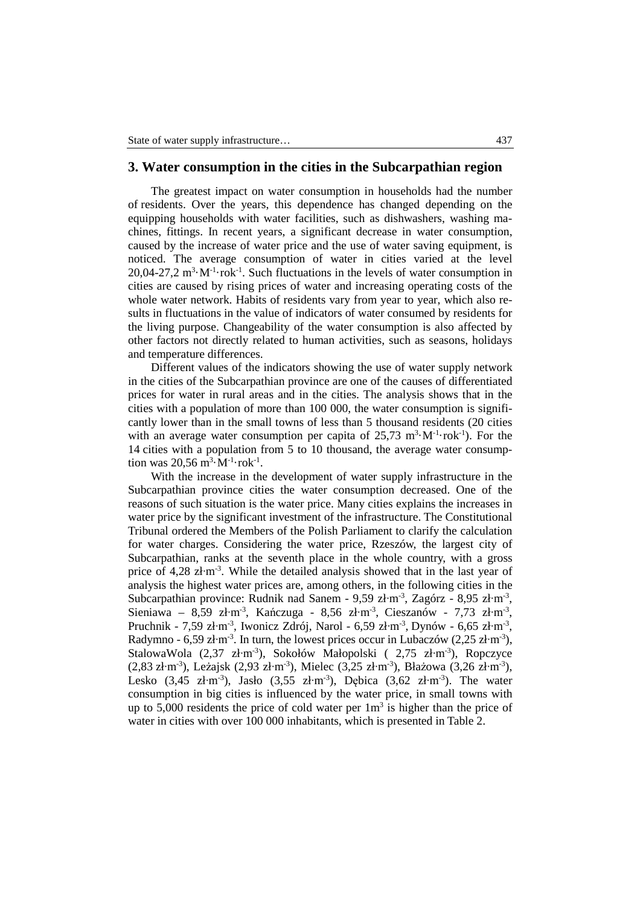## 3. Water consumption in the cities in the Subcarpathian region

The greatest impact on water consumption in households had the number of residents. Over the years, this dependence has changed depending on the equipping households with water facilities, such as dishwashers, washing machines, fittings. In recent years, a significant decrease in water consumption, caused by the increase of water price and the use of water saving equipment, is noticed. The average consumption of water in cities varied at the level 20,04-27,2 $m^3 \cdot M^{-1} \cdot rok^{-1}$. Such fluctuations in the levels of water consumption in cities are caused by rising prices of water and increasing operating costs of the whole water network. Habits of residents vary from year to year, which also results in fluctuations in the value of indicators of water consumed by residents for the living purpose. Changeability of the water consumption is also affected by other factors not directly related to human activities, such as seasons, holidays and temperature differences.

Different values of the indicators showing the use of water supply network in the cities of the Subcarpathian province are one of the causes of differentiated prices for water in rural areas and in the cities. The analysis shows that in the cities with a population of more than 100 000, the water consumption is significantly lower than in the small towns of less than 5 thousand residents (20 cities with an average water consumption per capita of 25,73 $m^3 \cdot M^{-1} \cdot rok^{-1}$). For the 14 cities with a population from 5 to 10 thousand, the average water consumption was 20,56 $m^3 \cdot M^{-1} \cdot rok^{-1}$.

With the increase in the development of water supply infrastructure in the Subcarpathian province cities the water consumption decreased. One of the reasons of such situation is the water price. Many cities explains the increases in water price by the significant investment of the infrastructure. The Constitutional Tribunal ordered the Members of the Polish Parliament to clarify the calculation for water charges. Considering the water price, Rzeszów, the largest city of Subcarpathian, ranks at the seventh place in the whole country, with a gross price of 4,28 $zł \cdot m^{-3}$. While the detailed analysis showed that in the last year of analysis the highest water prices are, among others, in the following cities in the Subcarpathian province: Rudnik nad Sanem - 9,59 $zł \cdot m^{-3}$, Zagórz - 8,95 $zł \cdot m^{-3}$, Sieniawa – 8,59 $zł \cdot m^{-3}$, Kańczuga - 8,56 $zł \cdot m^{-3}$, Cieszanów - 7,73 $zł \cdot m^{-3}$, Pruchnik - 7,59 $zł \cdot m^{-3}$, Iwonicz Zdrój, Narol - 6,59 $zł \cdot m^{-3}$, Dynów - 6,65 $zł \cdot m^{-3}$, Radymno - 6,59 $zł \cdot m^{-3}$. In turn, the lowest prices occur in Lubaczów (2,25 $zł \cdot m^{-3}$), StalowaWola (2,37 $zł \cdot m^{-3}$), Sokołów Małopolski ( 2,75 $zł \cdot m^{-3}$), Ropczyce (2,83 $zł \cdot m^{-3}$), Leżajsk (2,93 $zł \cdot m^{-3}$), Mielec (3,25 $zł \cdot m^{-3}$), Błażowa (3,26 $zł \cdot m^{-3}$), Lesko (3,45 $zł \cdot m^{-3}$), Jasło (3,55 $zł \cdot m^{-3}$), Dębica (3,62 $zł \cdot m^{-3}$). The water consumption in big cities is influenced by the water price, in small towns with up to 5,000 residents the price of cold water per 1$m^3$ is higher than the price of water in cities with over 100 000 inhabitants, which is presented in Table 2.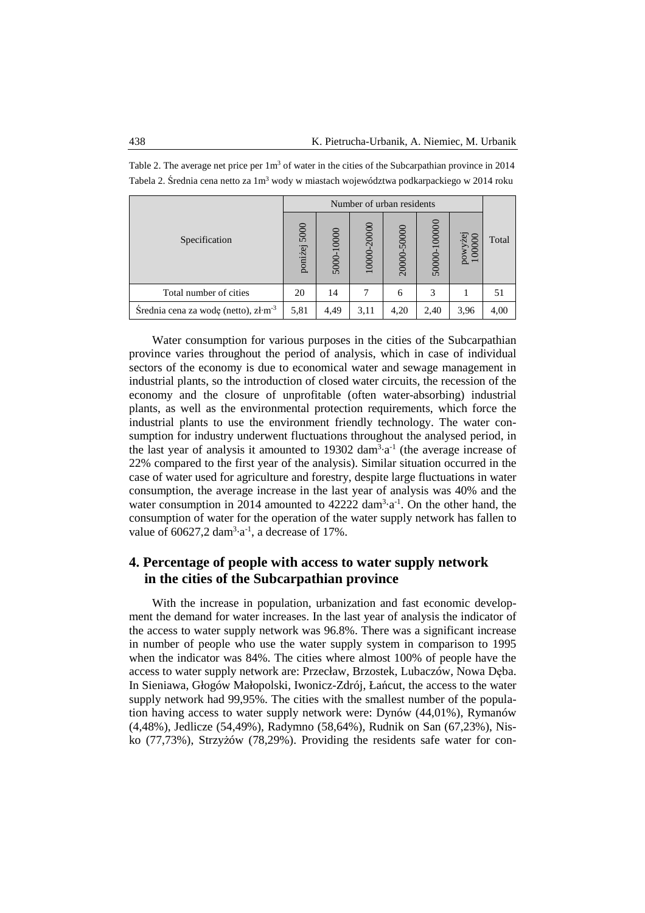Table 2. The average net price per 1m$^3$ of water in the cities of the Subcarpathian province in 2014

Tabela 2. Średnia cena netto za 1m$^3$ wody w miastach województwa podkarpackiego w 2014 roku

| Specification | Number of urban residents | | | | | | Total |
|---|---|---|---|---|---|---|---|
| | poniżej 5000 | 5000-10000 | 10000-20000 | 20000-50000 | 50000-100000 | powyżej 100000 | |
| Total number of cities | 20 | 14 | 7 | 6 | 3 | 1 | 51 |
| Średnia cena za wodę (netto), zł·m$^{-3}$ | 5,81 | 4,49 | 3,11 | 4,20 | 2,40 | 3,96 | 4,00 |

Water consumption for various purposes in the cities of the Subcarpathian province varies throughout the period of analysis, which in case of individual sectors of the economy is due to economical water and sewage management in industrial plants, so the introduction of closed water circuits, the recession of the economy and the closure of unprofitable (often water-absorbing) industrial plants, as well as the environmental protection requirements, which force the industrial plants to use the environment friendly technology. The water consumption for industry underwent fluctuations throughout the analysed period, in the last year of analysis it amounted to 19302 dam$^3$·a$^{-1}$ (the average increase of 22% compared to the first year of the analysis). Similar situation occurred in the case of water used for agriculture and forestry, despite large fluctuations in water consumption, the average increase in the last year of analysis was 40% and the water consumption in 2014 amounted to 42222 dam$^3$·a$^{-1}$. On the other hand, the consumption of water for the operation of the water supply network has fallen to value of 60627,2 dam$^3$·a$^{-1}$, a decrease of 17%.

## 4. Percentage of people with access to water supply network in the cities of the Subcarpathian province

With the increase in population, urbanization and fast economic development the demand for water increases. In the last year of analysis the indicator of the access to water supply network was 96.8%. There was a significant increase in number of people who use the water supply system in comparison to 1995 when the indicator was 84%. The cities where almost 100% of people have the access to water supply network are: Przecław, Brzostek, Lubaczów, Nowa Dęba. In Sieniawa, Głogów Małopolski, Iwonicz-Zdrój, Łańcut, the access to the water supply network had 99,95%. The cities with the smallest number of the population having access to water supply network were: Dynów (44,01%), Rymanów (4,48%), Jedlicze (54,49%), Radymno (58,64%), Rudnik on San (67,23%), Nisko (77,73%), Strzyżów (78,29%). Providing the residents safe water for con-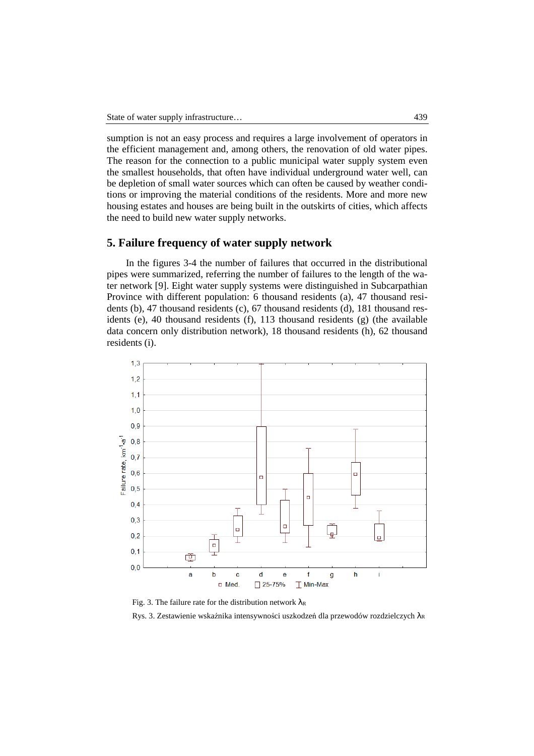sumption is not an easy process and requires a large involvement of operators in the efficient management and, among others, the renovation of old water pipes. The reason for the connection to a public municipal water supply system even the smallest households, that often have individual underground water well, can be depletion of small water sources which can often be caused by weather conditions or improving the material conditions of the residents. More and more new housing estates and houses are being built in the outskirts of cities, which affects the need to build new water supply networks.

## 5. Failure frequency of water supply network

In the figures 3-4 the number of failures that occurred in the distributional pipes were summarized, referring the number of failures to the length of the water network [9]. Eight water supply systems were distinguished in Subcarpathian Province with different population: 6 thousand residents (a), 47 thousand residents (b), 47 thousand residents (c), 67 thousand residents (d), 181 thousand residents (e), 40 thousand residents (f), 113 thousand residents (g) (the available data concern only distribution network), 18 thousand residents (h), 62 thousand residents (i).

Fig. 3. The failure rate for the distribution network $\lambda_R$

Rys. 3. Zestawienie wskaźnika intensywności uszkodzeń dla przewodów rozdzielczych $\lambda_R$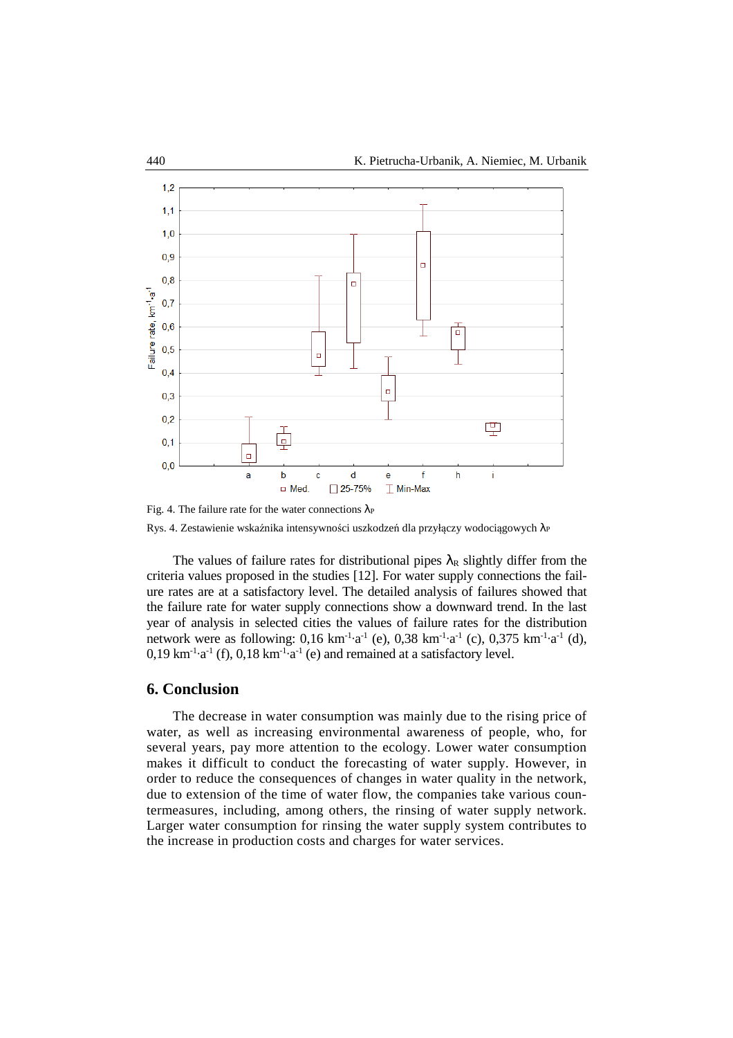Fig. 4. The failure rate for the water connections $\lambda_P$

Rys. 4. Zestawienie wskaźnika intensywności uszkodzeń dla przyłączy wodociągowych $\lambda_P$

The values of failure rates for distributional pipes $\lambda_R$ slightly differ from the criteria values proposed in the studies [12]. For water supply connections the failure rates are at a satisfactory level. The detailed analysis of failures showed that the failure rate for water supply connections show a downward trend. In the last year of analysis in selected cities the values of failure rates for the distribution network were as following: 0,16 $km^{-1} \cdot a^{-1}$ (e), 0,38 $km^{-1} \cdot a^{-1}$ (c), 0,375 $km^{-1} \cdot a^{-1}$ (d), 0,19 $km^{-1} \cdot a^{-1}$ (f), 0,18 $km^{-1} \cdot a^{-1}$ (e) and remained at a satisfactory level.

## 6. Conclusion

The decrease in water consumption was mainly due to the rising price of water, as well as increasing environmental awareness of people, who, for several years, pay more attention to the ecology. Lower water consumption makes it difficult to conduct the forecasting of water supply. However, in order to reduce the consequences of changes in water quality in the network, due to extension of the time of water flow, the companies take various countermeasures, including, among others, the rinsing of water supply network. Larger water consumption for rinsing the water supply system contributes to the increase in production costs and charges for water services.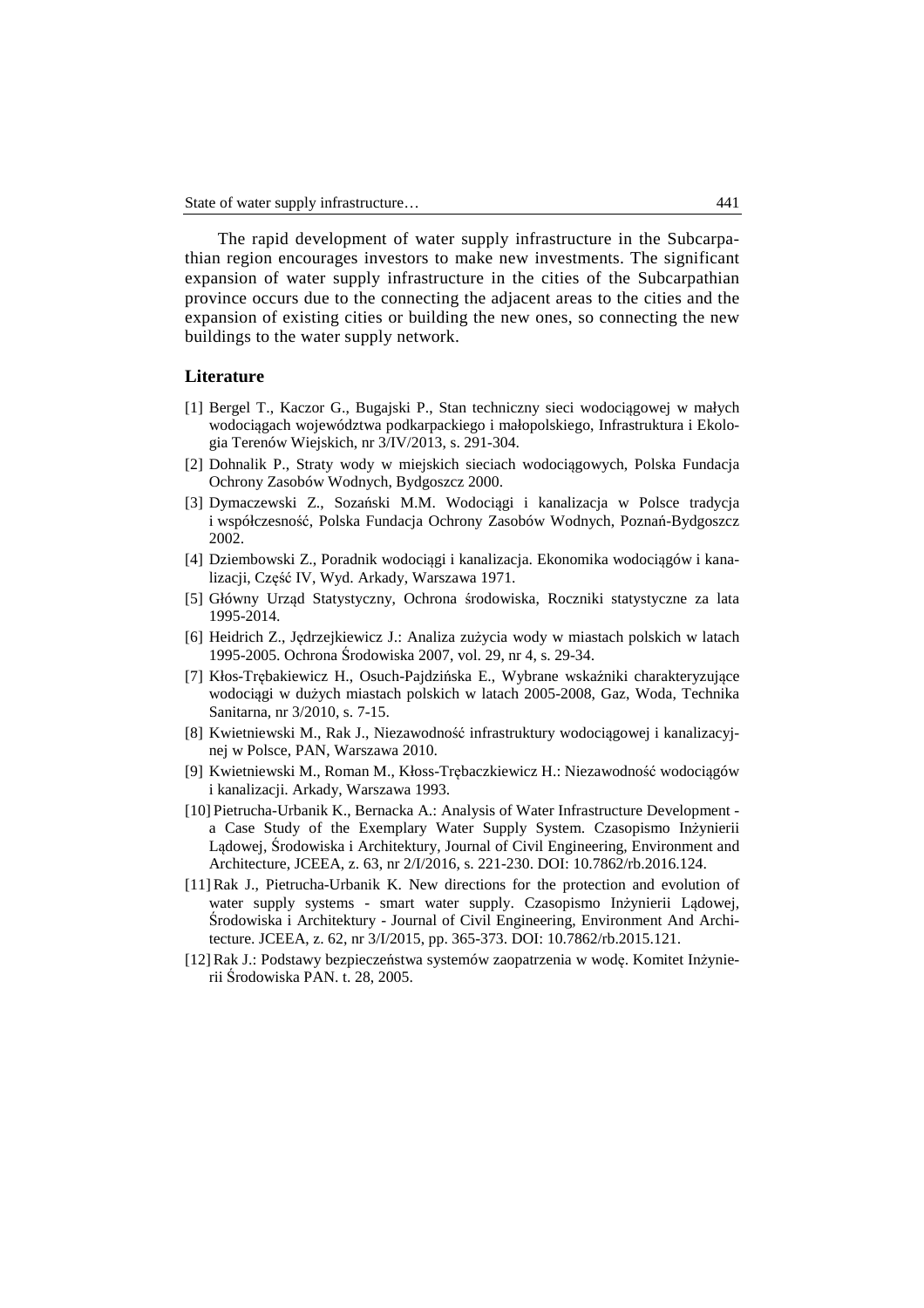The rapid development of water supply infrastructure in the Subcarpathian region encourages investors to make new investments. The significant expansion of water supply infrastructure in the cities of the Subcarpathian province occurs due to the connecting the adjacent areas to the cities and the expansion of existing cities or building the new ones, so connecting the new buildings to the water supply network.

## Literature

[1] Bergel T., Kaczor G., Bugajski P., Stan techniczny sieci wodociągowej w małych wodociągach województwa podkarpackiego i małopolskiego, Infrastruktura i Ekologia Terenów Wiejskich, nr 3/IV/2013, s. 291-304.

[2] Dohnalik P., Straty wody w miejskich sieciach wodociągowych, Polska Fundacja Ochrony Zasobów Wodnych, Bydgoszcz 2000.

[3] Dymaczewski Z., Sozański M.M. Wodociągi i kanalizacja w Polsce tradycja i współczesność, Polska Fundacja Ochrony Zasobów Wodnych, Poznań-Bydgoszcz 2002.

[4] Dziembowski Z., Poradnik wodociągi i kanalizacja. Ekonomika wodociągów i kanalizacji, Część IV, Wyd. Arkady, Warszawa 1971.

[5] Główny Urząd Statystyczny, Ochrona środowiska, Roczniki statystyczne za lata 1995-2014.

[6] Heidrich Z., Jędrzejkiewicz J.: Analiza zużycia wody w miastach polskich w latach 1995-2005. Ochrona Środowiska 2007, vol. 29, nr 4, s. 29-34.

[7] Kłos-Trębakiewicz H., Osuch-Pajdzińska E., Wybrane wskaźniki charakteryzujące wodociągi w dużych miastach polskich w latach 2005-2008, Gaz, Woda, Technika Sanitarna, nr 3/2010, s. 7-15.

[8] Kwietniewski M., Rak J., Niezawodność infrastruktury wodociągowej i kanalizacyjnej w Polsce, PAN, Warszawa 2010.

[9] Kwietniewski M., Roman M., Kłoss-Trębaczkiewicz H.: Niezawodność wodociągów i kanalizacji. Arkady, Warszawa 1993.

[10] Pietrucha-Urbanik K., Bernacka A.: Analysis of Water Infrastructure Development - a Case Study of the Exemplary Water Supply System. Czasopismo Inżynierii Lądowej, Środowiska i Architektury, Journal of Civil Engineering, Environment and Architecture, JCEEA, z. 63, nr 2/I/2016, s. 221-230. DOI: 10.7862/rb.2016.124.

[11] Rak J., Pietrucha-Urbanik K. New directions for the protection and evolution of water supply systems - smart water supply. Czasopismo Inżynierii Lądowej, Środowiska i Architektury - Journal of Civil Engineering, Environment And Architecture. JCEEA, z. 62, nr 3/I/2015, pp. 365-373. DOI: 10.7862/rb.2015.121.

[12] Rak J.: Podstawy bezpieczeństwa systemów zaopatrzenia w wodę. Komitet Inżynierii Środowiska PAN. t. 28, 2005.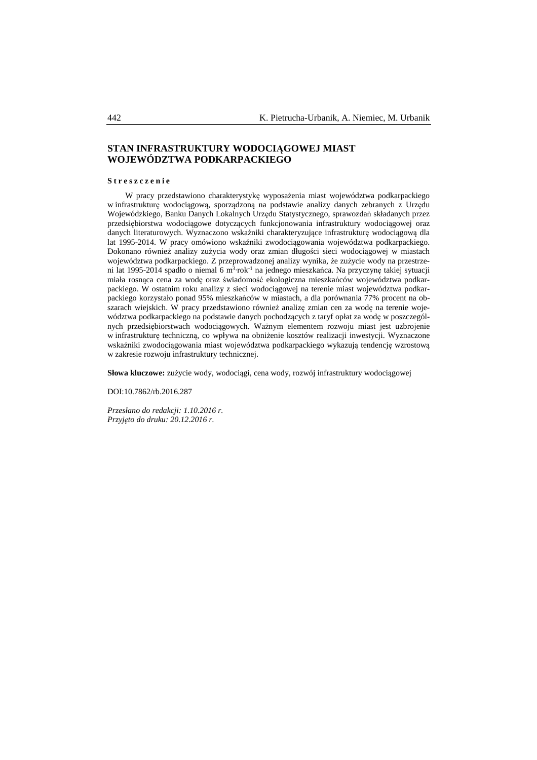# STAN INFRASTRUKTURY WODOCIĄGOWEJ MIAST WOJEWÓDZTWA PODKARPACKIEGO

**S t r e s z c z e n i e**

W pracy przedstawiono charakterystykę wyposażenia miast województwa podkarpackiego w infrastrukturę wodociągową, sporządzoną na podstawie analizy danych zebranych z Urzędu Wojewódzkiego, Banku Danych Lokalnych Urzędu Statystycznego, sprawozdań składanych przez przedsiębiorstwa wodociągowe dotyczących funkcjonowania infrastruktury wodociągowej oraz danych literaturowych. Wyznaczono wskaźniki charakteryzujące infrastrukturę wodociągową dla lat 1995-2014. W pracy omówiono wskaźniki zwodociągowania województwa podkarpackiego. Dokonano również analizy zużycia wody oraz zmian długości sieci wodociągowej w miastach województwa podkarpackiego. Z przeprowadzonej analizy wynika, że zużycie wody na przestrzeni lat 1995-2014 spadło o niemal 6 $m^3 \cdot rok^{-1}$ na jednego mieszkańca. Na przyczynę takiej sytuacji miała rosnąca cena za wodę oraz świadomość ekologiczna mieszkańców województwa podkarpackiego. W ostatnim roku analizy z sieci wodociągowej na terenie miast województwa podkarpackiego korzystało ponad 95% mieszkańców w miastach, a dla porównania 77% procent na obszarach wiejskich. W pracy przedstawiono również analizę zmian cen za wodę na terenie województwa podkarpackiego na podstawie danych pochodzących z taryf opłat za wodę w poszczególnych przedsiębiorstwach wodociągowych. Ważnym elementem rozwoju miast jest uzbrojenie w infrastrukturę techniczną, co wpływa na obniżenie kosztów realizacji inwestycji. Wyznaczone wskaźniki zwodociągowania miast województwa podkarpackiego wykazują tendencję wzrostową w zakresie rozwoju infrastruktury technicznej.

**Słowa kluczowe:** zużycie wody, wodociągi, cena wody, rozwój infrastruktury wodociągowej

DOI:10.7862/rb.2016.287

*Przesłano do redakcji: 1.10.2016 r.*
*Przyjęto do druku: 20.12.2016 r.*